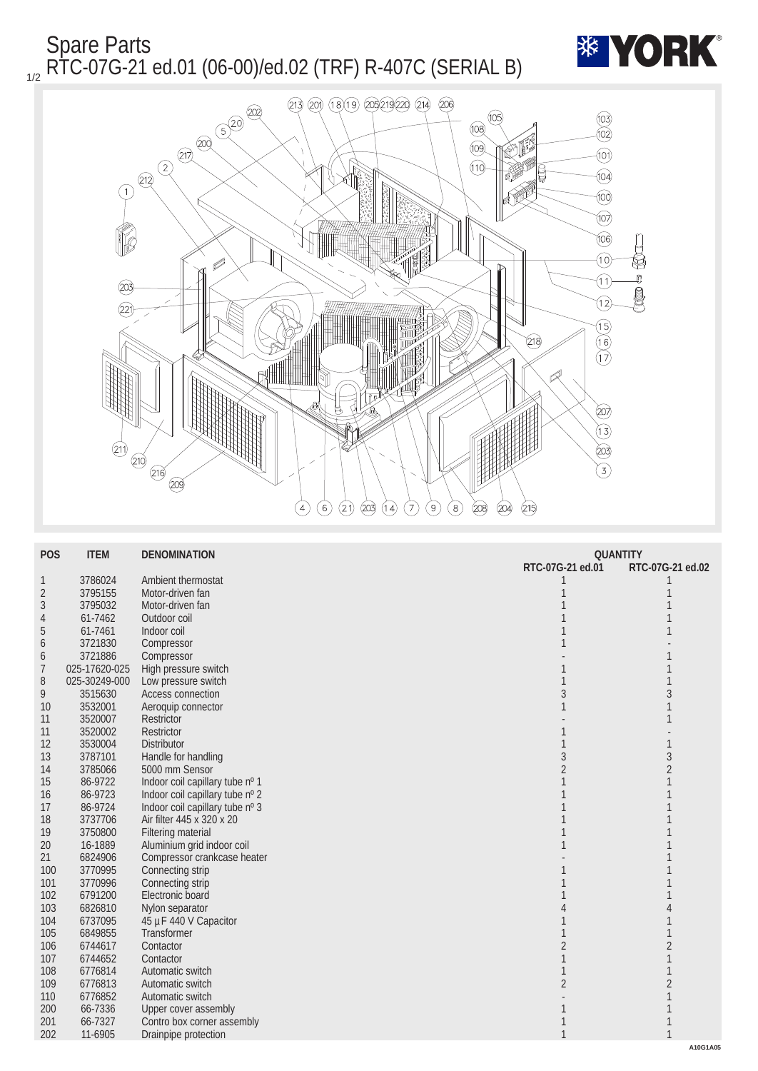# Spare Parts

## RTC-07G-21 ed.01 (06-00)/ed.02 (TRF) R-407C (SERIAL B)

| POS | ITEM | DENOMINATION | QUANTITY RTC-07G-21 ed.01 | QUANTITY RTC-07G-21 ed.02 |
|---|---|---|---|---|
| 1 | 3786024 | Ambient thermostat | 1 | 1 |
| 2 | 3795155 | Motor-driven fan | 1 | 1 |
| 3 | 3795032 | Motor-driven fan | 1 | 1 |
| 4 | 61-7462 | Outdoor coil | 1 | 1 |
| 5 | 61-7461 | Indoor coil | 1 | 1 |
| 6 | 3721830 | Compressor | 1 | - |
| 6 | 3721886 | Compressor | - | 1 |
| 7 | 025-17620-025 | High pressure switch | 1 | 1 |
| 8 | 025-30249-000 | Low pressure switch | 1 | 1 |
| 9 | 3515630 | Access connection | 3 | 3 |
| 10 | 3532001 | Aeroquip connector | 1 | 1 |
| 11 | 3520007 | Restrictor | - | 1 |
| 11 | 3520002 | Restrictor | 1 | - |
| 12 | 3530004 | Distributor | 1 | 1 |
| 13 | 3787101 | Handle for handling | 3 | 3 |
| 14 | 3785066 | 5000 mm Sensor | 2 | 2 |
| 15 | 86-9722 | Indoor coil capillary tube nº 1 | 1 | 1 |
| 16 | 86-9723 | Indoor coil capillary tube nº 2 | 1 | 1 |
| 17 | 86-9724 | Indoor coil capillary tube nº 3 | 1 | 1 |
| 18 | 3737706 | Air filter 445 x 320 x 20 | 1 | 1 |
| 19 | 3750800 | Filtering material | 1 | 1 |
| 20 | 16-1889 | Aluminium grid indoor coil | 1 | 1 |
| 21 | 6824906 | Compressor crankcase heater | - | 1 |
| 100 | 3770995 | Connecting strip | 1 | 1 |
| 101 | 3770996 | Connecting strip | 1 | 1 |
| 102 | 6791200 | Electronic board | 1 | 1 |
| 103 | 6826810 | Nylon separator | 4 | 4 |
| 104 | 6737095 | 45 µF 440 V Capacitor | 1 | 1 |
| 105 | 6849855 | Transformer | 1 | 1 |
| 106 | 6744617 | Contactor | 2 | 2 |
| 107 | 6744652 | Contactor | 1 | 1 |
| 108 | 6776814 | Automatic switch | 1 | 1 |
| 109 | 6776813 | Automatic switch | 2 | 2 |
| 110 | 6776852 | Automatic switch | - | 1 |
| 200 | 66-7336 | Upper cover assembly | 1 | 1 |
| 201 | 66-7327 | Contro box corner assembly | 1 | 1 |
| 202 | 11-6905 | Drainpipe protection | 1 | 1 |

A10G1A05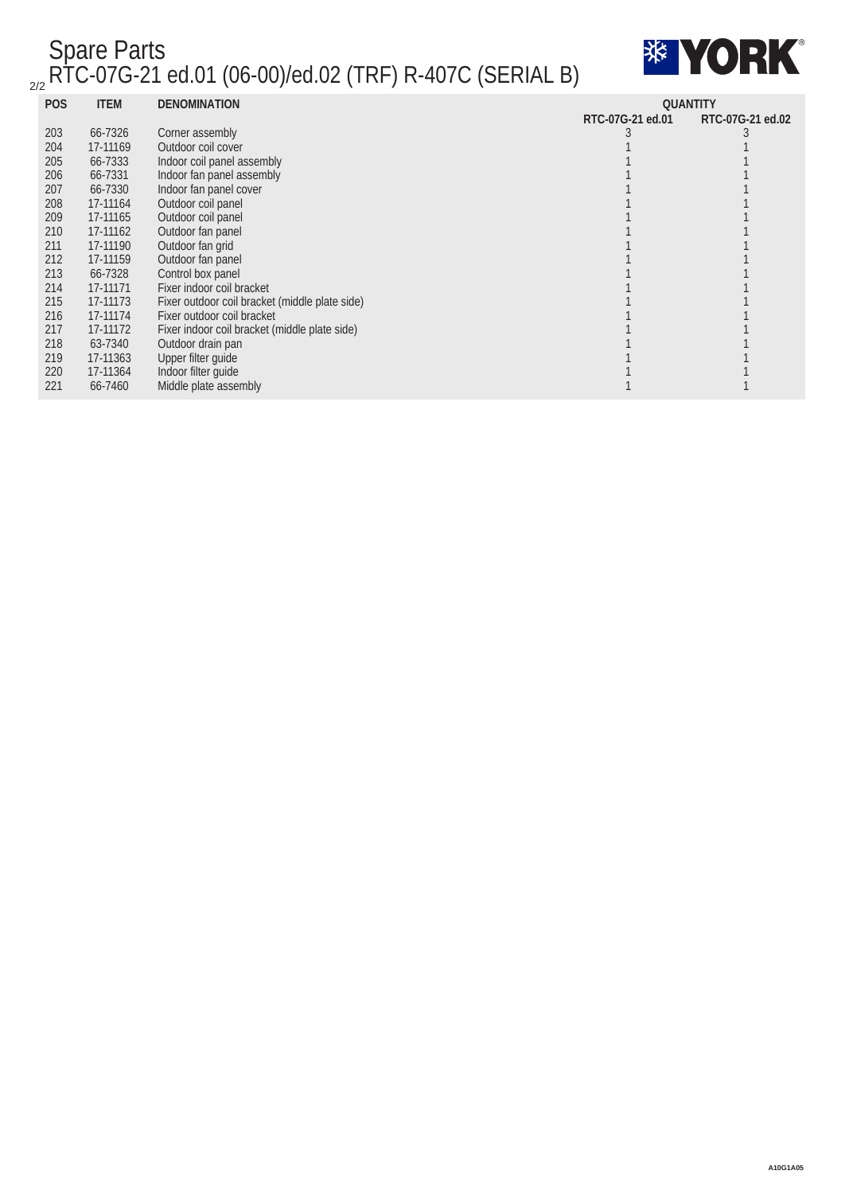# Spare Parts

## RTC-07G-21 ed.01 (06-00)/ed.02 (TRF) R-407C (SERIAL B)

| POS | ITEM | DENOMINATION | QUANTITY | |
|---|---|---|---|---|
| | | | RTC-07G-21 ed.01 | RTC-07G-21 ed.02 |
| 203 | 66-7326 | Corner assembly | 3 | 3 |
| 204 | 17-11169 | Outdoor coil cover | 1 | 1 |
| 205 | 66-7333 | Indoor coil panel assembly | 1 | 1 |
| 206 | 66-7331 | Indoor fan panel assembly | 1 | 1 |
| 207 | 66-7330 | Indoor fan panel cover | 1 | 1 |
| 208 | 17-11164 | Outdoor coil panel | 1 | 1 |
| 209 | 17-11165 | Outdoor coil panel | 1 | 1 |
| 210 | 17-11162 | Outdoor fan panel | 1 | 1 |
| 211 | 17-11190 | Outdoor fan grid | 1 | 1 |
| 212 | 17-11159 | Outdoor fan panel | 1 | 1 |
| 213 | 66-7328 | Control box panel | 1 | 1 |
| 214 | 17-11171 | Fixer indoor coil bracket | 1 | 1 |
| 215 | 17-11173 | Fixer outdoor coil bracket (middle plate side) | 1 | 1 |
| 216 | 17-11174 | Fixer outdoor coil bracket | 1 | 1 |
| 217 | 17-11172 | Fixer indoor coil bracket (middle plate side) | 1 | 1 |
| 218 | 63-7340 | Outdoor drain pan | 1 | 1 |
| 219 | 17-11363 | Upper filter guide | 1 | 1 |
| 220 | 17-11364 | Indoor filter guide | 1 | 1 |
| 221 | 66-7460 | Middle plate assembly | 1 | 1 |

A10G1A05